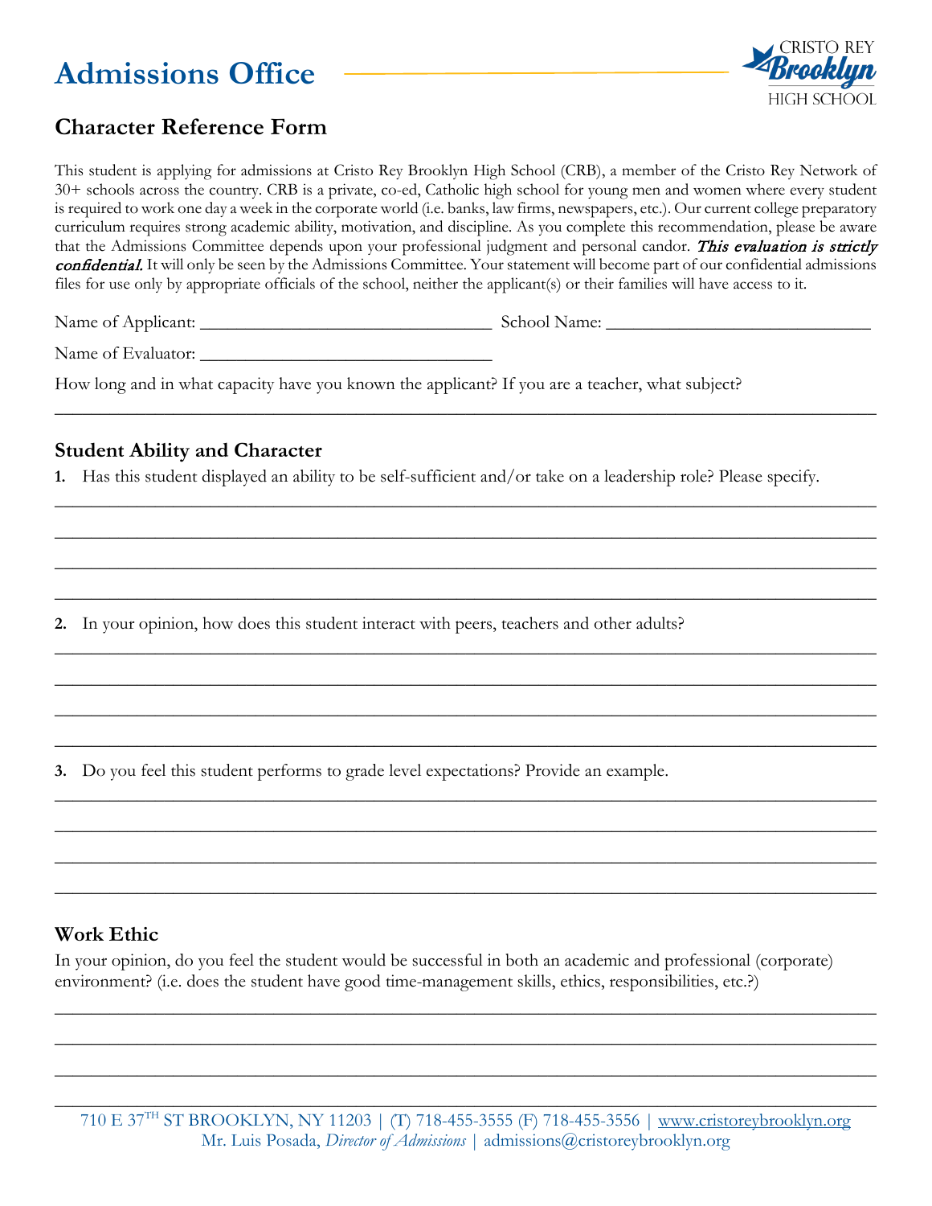# Admissions Office

CRISTO REY Brooklyn HIGH SCHOOL

## Character Reference Form

This student is applying for admissions at Cristo Rey Brooklyn High School (CRB), a member of the Cristo Rey Network of 30+ schools across the country. CRB is a private, co-ed, Catholic high school for young men and women where every student is required to work one day a week in the corporate world (i.e. banks, law firms, newspapers, etc.). Our current college preparatory curriculum requires strong academic ability, motivation, and discipline. As you complete this recommendation, please be aware that the Admissions Committee depends upon your professional judgment and personal candor. ***This evaluation is strictly confidential.*** It will only be seen by the Admissions Committee. Your statement will become part of our confidential admissions files for use only by appropriate officials of the school, neither the applicant(s) or their families will have access to it.

Name of Applicant: ________________________________ School Name: ____________________________

Name of Evaluator: ________________________________

How long and in what capacity have you known the applicant? If you are a teacher, what subject?

_______________________________________________________________________________________

### Student Ability and Character

**1.** Has this student displayed an ability to be self-sufficient and/or take on a leadership role? Please specify.

_______________________________________________________________________________________

_______________________________________________________________________________________

_______________________________________________________________________________________

_______________________________________________________________________________________

**2.** In your opinion, how does this student interact with peers, teachers and other adults?

_______________________________________________________________________________________

_______________________________________________________________________________________

_______________________________________________________________________________________

_______________________________________________________________________________________

**3.** Do you feel this student performs to grade level expectations? Provide an example.

_______________________________________________________________________________________

_______________________________________________________________________________________

_______________________________________________________________________________________

_______________________________________________________________________________________

### Work Ethic

In your opinion, do you feel the student would be successful in both an academic and professional (corporate) environment? (i.e. does the student have good time-management skills, ethics, responsibilities, etc.?)

_______________________________________________________________________________________

_______________________________________________________________________________________

_______________________________________________________________________________________

_______________________________________________________________________________________

710 E 37TH ST BROOKLYN, NY 11203 | (T) 718-455-3555 (F) 718-455-3556 | www.cristoreybrooklyn.org
Mr. Luis Posada, *Director of Admissions* | admissions@cristoreybrooklyn.org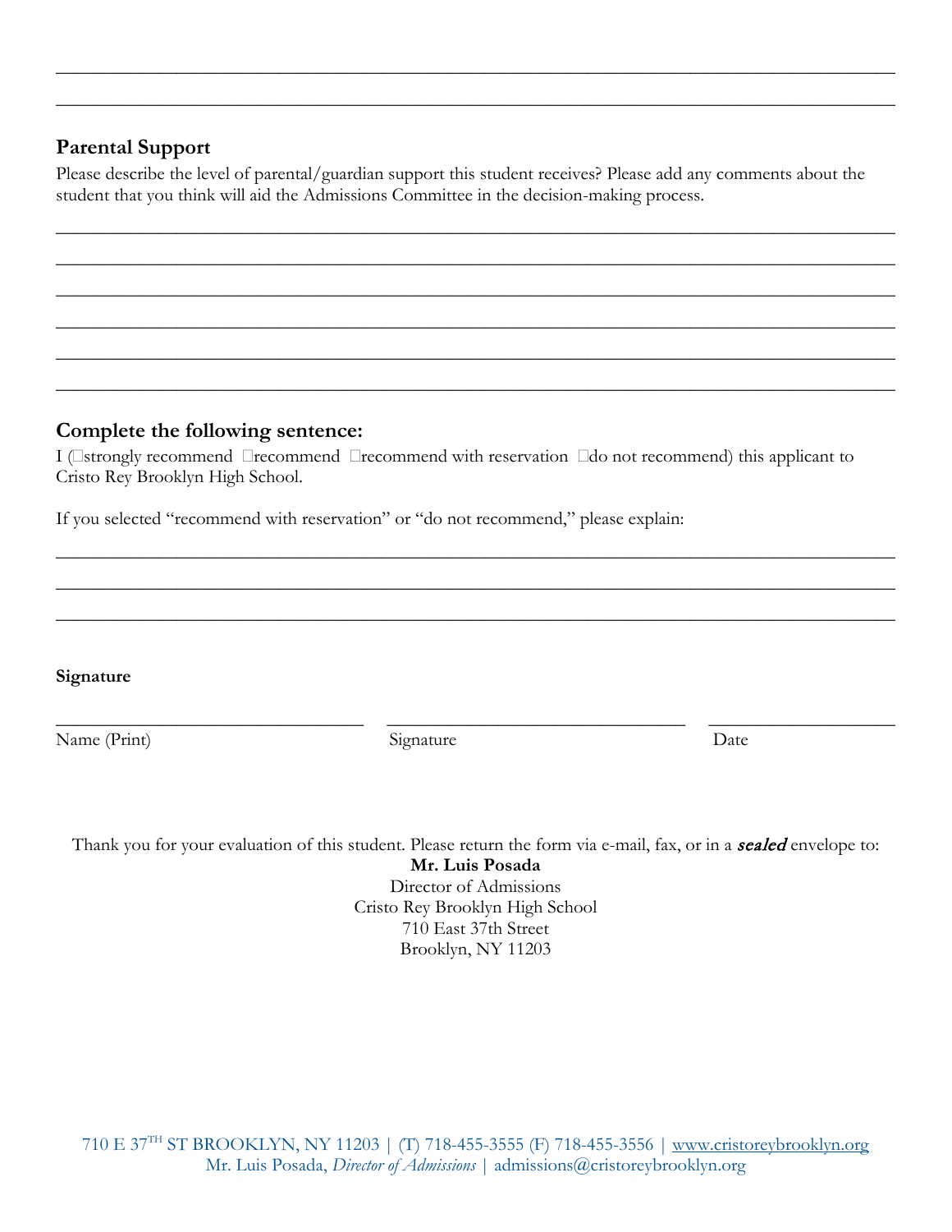\_\_\_\_\_\_\_\_\_\_\_\_\_\_\_\_\_\_\_\_\_\_\_\_\_\_\_\_\_\_\_\_\_\_\_\_\_\_\_\_\_\_\_\_\_\_\_\_\_\_\_\_\_\_\_\_\_\_\_\_\_\_\_\_\_\_\_\_\_\_\_\_\_\_\_\_\_\_\_\_

\_\_\_\_\_\_\_\_\_\_\_\_\_\_\_\_\_\_\_\_\_\_\_\_\_\_\_\_\_\_\_\_\_\_\_\_\_\_\_\_\_\_\_\_\_\_\_\_\_\_\_\_\_\_\_\_\_\_\_\_\_\_\_\_\_\_\_\_\_\_\_\_\_\_\_\_\_\_\_\_

## Parental Support

Please describe the level of parental/guardian support this student receives? Please add any comments about the student that you think will aid the Admissions Committee in the decision-making process.

\_\_\_\_\_\_\_\_\_\_\_\_\_\_\_\_\_\_\_\_\_\_\_\_\_\_\_\_\_\_\_\_\_\_\_\_\_\_\_\_\_\_\_\_\_\_\_\_\_\_\_\_\_\_\_\_\_\_\_\_\_\_\_\_\_\_\_\_\_\_\_\_\_\_\_\_\_\_\_\_

\_\_\_\_\_\_\_\_\_\_\_\_\_\_\_\_\_\_\_\_\_\_\_\_\_\_\_\_\_\_\_\_\_\_\_\_\_\_\_\_\_\_\_\_\_\_\_\_\_\_\_\_\_\_\_\_\_\_\_\_\_\_\_\_\_\_\_\_\_\_\_\_\_\_\_\_\_\_\_\_

\_\_\_\_\_\_\_\_\_\_\_\_\_\_\_\_\_\_\_\_\_\_\_\_\_\_\_\_\_\_\_\_\_\_\_\_\_\_\_\_\_\_\_\_\_\_\_\_\_\_\_\_\_\_\_\_\_\_\_\_\_\_\_\_\_\_\_\_\_\_\_\_\_\_\_\_\_\_\_\_

\_\_\_\_\_\_\_\_\_\_\_\_\_\_\_\_\_\_\_\_\_\_\_\_\_\_\_\_\_\_\_\_\_\_\_\_\_\_\_\_\_\_\_\_\_\_\_\_\_\_\_\_\_\_\_\_\_\_\_\_\_\_\_\_\_\_\_\_\_\_\_\_\_\_\_\_\_\_\_\_

\_\_\_\_\_\_\_\_\_\_\_\_\_\_\_\_\_\_\_\_\_\_\_\_\_\_\_\_\_\_\_\_\_\_\_\_\_\_\_\_\_\_\_\_\_\_\_\_\_\_\_\_\_\_\_\_\_\_\_\_\_\_\_\_\_\_\_\_\_\_\_\_\_\_\_\_\_\_\_\_

\_\_\_\_\_\_\_\_\_\_\_\_\_\_\_\_\_\_\_\_\_\_\_\_\_\_\_\_\_\_\_\_\_\_\_\_\_\_\_\_\_\_\_\_\_\_\_\_\_\_\_\_\_\_\_\_\_\_\_\_\_\_\_\_\_\_\_\_\_\_\_\_\_\_\_\_\_\_\_\_

## Complete the following sentence:

I (☐strongly recommend ☐recommend ☐recommend with reservation ☐do not recommend) this applicant to Cristo Rey Brooklyn High School.

If you selected "recommend with reservation" or "do not recommend," please explain:

\_\_\_\_\_\_\_\_\_\_\_\_\_\_\_\_\_\_\_\_\_\_\_\_\_\_\_\_\_\_\_\_\_\_\_\_\_\_\_\_\_\_\_\_\_\_\_\_\_\_\_\_\_\_\_\_\_\_\_\_\_\_\_\_\_\_\_\_\_\_\_\_\_\_\_\_\_\_\_\_

\_\_\_\_\_\_\_\_\_\_\_\_\_\_\_\_\_\_\_\_\_\_\_\_\_\_\_\_\_\_\_\_\_\_\_\_\_\_\_\_\_\_\_\_\_\_\_\_\_\_\_\_\_\_\_\_\_\_\_\_\_\_\_\_\_\_\_\_\_\_\_\_\_\_\_\_\_\_\_\_

\_\_\_\_\_\_\_\_\_\_\_\_\_\_\_\_\_\_\_\_\_\_\_\_\_\_\_\_\_\_\_\_\_\_\_\_\_\_\_\_\_\_\_\_\_\_\_\_\_\_\_\_\_\_\_\_\_\_\_\_\_\_\_\_\_\_\_\_\_\_\_\_\_\_\_\_\_\_\_\_

**Signature**

| | | |
|---|---|---|
| \_\_\_\_\_\_\_\_\_\_\_\_\_\_\_\_\_\_\_\_\_\_\_\_\_\_\_\_ | \_\_\_\_\_\_\_\_\_\_\_\_\_\_\_\_\_\_\_\_\_\_\_\_\_\_\_\_ | \_\_\_\_\_\_\_\_\_\_\_\_\_\_\_\_ |
| Name (Print) | Signature | Date |

Thank you for your evaluation of this student. Please return the form via e-mail, fax, or in a ***sealed*** envelope to:

**Mr. Luis Posada**
Director of Admissions
Cristo Rey Brooklyn High School
710 East 37th Street
Brooklyn, NY 11203

710 E 37TH ST BROOKLYN, NY 11203 | (T) 718-455-3555 (F) 718-455-3556 | www.cristoreybrooklyn.org
Mr. Luis Posada, *Director of Admissions* | admissions@cristoreybrooklyn.org